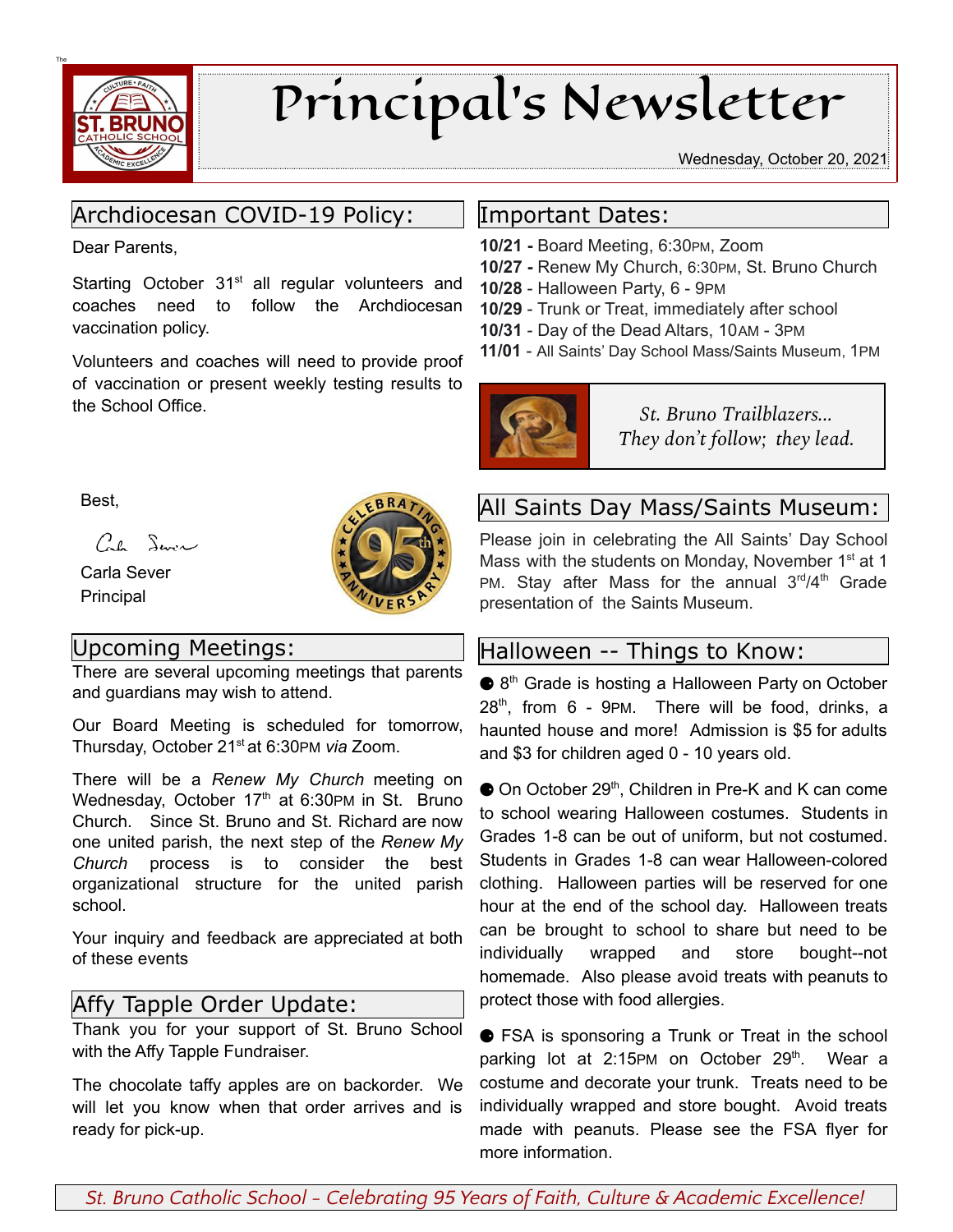# Principal's Newsletter

Wednesday, October 20, 2021

## Archdiocesan COVID-19 Policy:

Dear Parents,

Starting October 31st all regular volunteers and coaches need to follow the Archdiocesan vaccination policy.

Volunteers and coaches will need to provide proof of vaccination or present weekly testing results to the School Office.

Best,

Carla Sever
Principal

## Upcoming Meetings:

There are several upcoming meetings that parents and guardians may wish to attend.

Our Board Meeting is scheduled for tomorrow, Thursday, October 21st at 6:30PM *via* Zoom.

There will be a *Renew My Church* meeting on Wednesday, October 17th at 6:30PM in St. Bruno Church. Since St. Bruno and St. Richard are now one united parish, the next step of the *Renew My Church* process is to consider the best organizational structure for the united parish school.

Your inquiry and feedback are appreciated at both of these events

## Affy Tapple Order Update:

Thank you for your support of St. Bruno School with the Affy Tapple Fundraiser.

The chocolate taffy apples are on backorder. We will let you know when that order arrives and is ready for pick-up.

## Important Dates:

**10/21 -** Board Meeting, 6:30PM, Zoom
**10/27 -** Renew My Church, 6:30PM, St. Bruno Church
**10/28** - Halloween Party, 6 - 9PM
**10/29** - Trunk or Treat, immediately after school
**10/31** - Day of the Dead Altars, 10AM - 3PM
**11/01** - All Saints' Day School Mass/Saints Museum, 1PM

*St. Bruno Trailblazers... They don't follow; they lead.*

## All Saints Day Mass/Saints Museum:

Please join in celebrating the All Saints' Day School Mass with the students on Monday, November 1st at 1 PM. Stay after Mass for the annual 3rd/4th Grade presentation of the Saints Museum.

## Halloween -- Things to Know:

- 8th Grade is hosting a Halloween Party on October 28th, from 6 - 9PM. There will be food, drinks, a haunted house and more! Admission is $5 for adults and $3 for children aged 0 - 10 years old.
- On October 29th, Children in Pre-K and K can come to school wearing Halloween costumes. Students in Grades 1-8 can be out of uniform, but not costumed. Students in Grades 1-8 can wear Halloween-colored clothing. Halloween parties will be reserved for one hour at the end of the school day. Halloween treats can be brought to school to share but need to be individually wrapped and store bought--not homemade. Also please avoid treats with peanuts to protect those with food allergies.
- FSA is sponsoring a Trunk or Treat in the school parking lot at 2:15PM on October 29th. Wear a costume and decorate your trunk. Treats need to be individually wrapped and store bought. Avoid treats made with peanuts. Please see the FSA flyer for more information.

*St. Bruno Catholic School – Celebrating 95 Years of Faith, Culture & Academic Excellence!*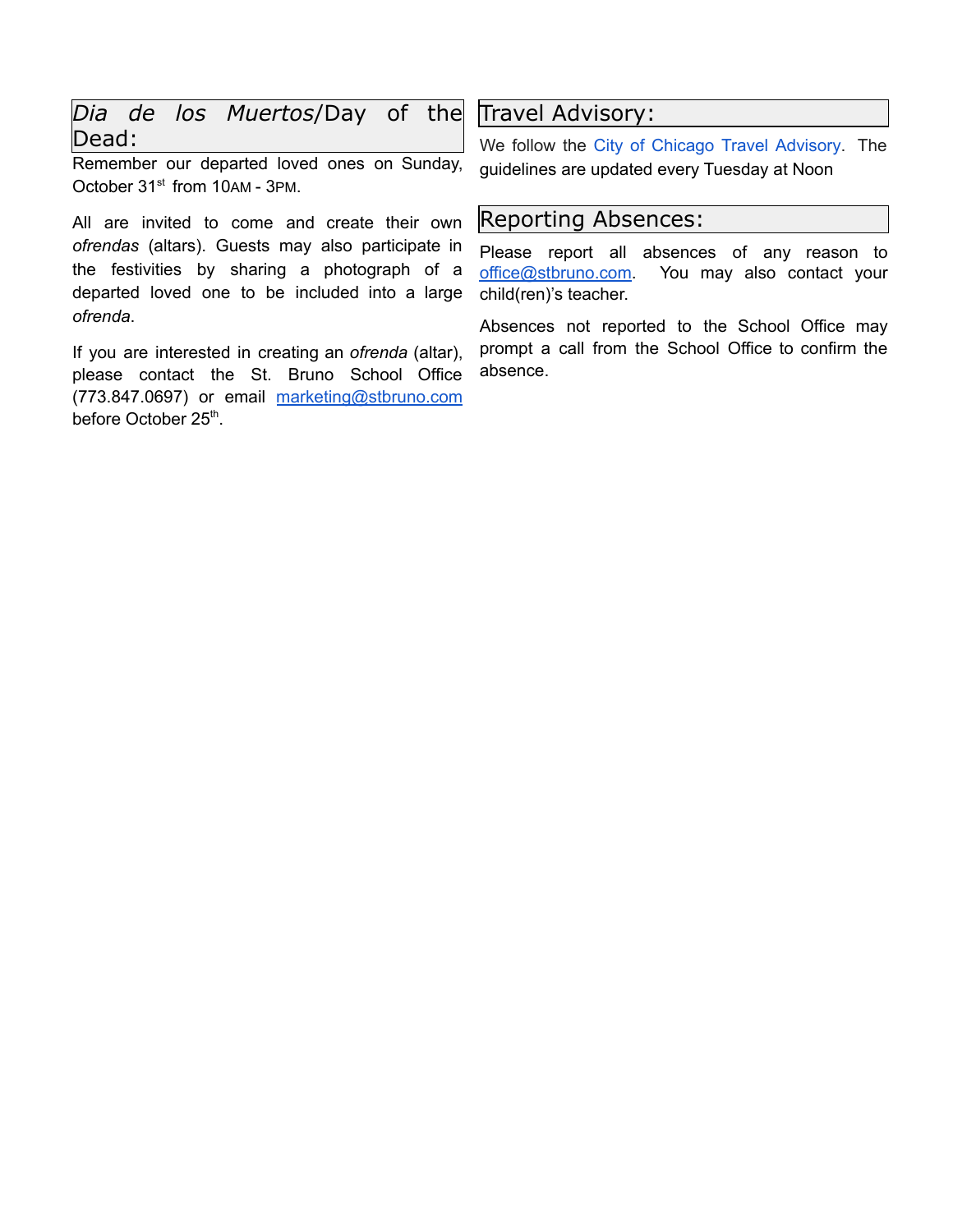## *Dia de los Muertos*/Day of the Dead:

Remember our departed loved ones on Sunday, October 31st from 10AM - 3PM.

All are invited to come and create their own *ofrendas* (altars). Guests may also participate in the festivities by sharing a photograph of a departed loved one to be included into a large *ofrenda*.

If you are interested in creating an *ofrenda* (altar), please contact the St. Bruno School Office (773.847.0697) or email marketing@stbruno.com before October 25th.

## Travel Advisory:

We follow the City of Chicago Travel Advisory. The guidelines are updated every Tuesday at Noon

## Reporting Absences:

Please report all absences of any reason to office@stbruno.com. You may also contact your child(ren)'s teacher.

Absences not reported to the School Office may prompt a call from the School Office to confirm the absence.